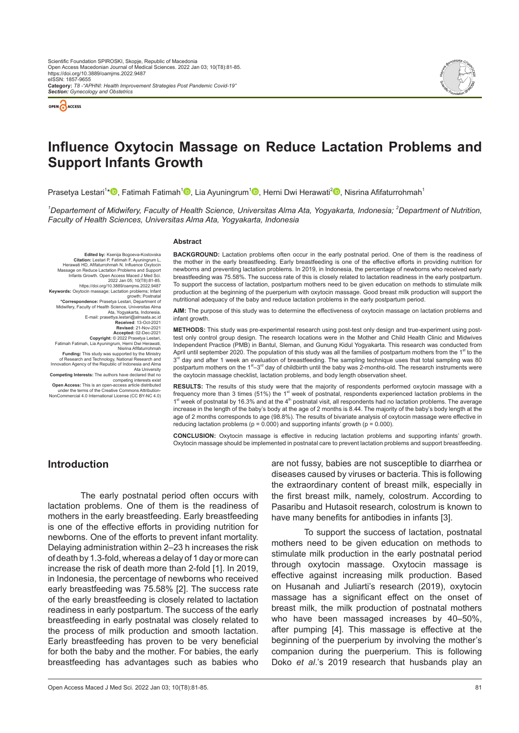Scientific Foundation SPIROSKI, Skopje, Republic of Macedonia
Open Access Macedonian Journal of Medical Sciences. 2022 Jan 03; 10(T8):81-85.
https://doi.org/10.3889/oamjms.2022.9487
eISSN: 1857-9655
**Category:** *T8 -"APHNI: Health Improvement Strategies Post Pandemic Covid-19"*
***Section:** Gynecology and Obstetrics*

# Influence Oxytocin Massage on Reduce Lactation Problems and Support Infants Growth

Prasetya Lestari[1]*, Fatimah Fatimah[1], Lia Ayuningrum[1], Herni Dwi Herawati[2], Nisrina Afifaturrohmah[1]

[1]*Departement of Midwifery, Faculty of Health Science, Universitas Alma Ata, Yogyakarta, Indonesia;* [2]*Department of Nutrition, Faculty of Health Sciences, Universitas Alma Ata, Yogyakarta, Indonesia*

**Edited by:** Ksenija Bogoeva-Kostovska
**Citation:** Lestari P, Fatimah F, Ayuningrum L, Herawati HD, Afifaturrohmah N. Influence Oxytocin Massage on Reduce Lactation Problems and Support Infants Growth. Open Access Maced J Med Sci. 2022 Jan 05; 10(T8):81-85. https://doi.org/10.3889/oamjms.2022.9487
**Keywords:** Oxytocin massage; Lactation problems; Infant growth; Postnatal
***Correspondence:** Prasetya Lestari, Department of Midwifery, Faculty of Health Science, Universitas Alma Ata, Yogyakarta, Indonesia. E-mail: prasettya.lestari@almaata.ac.id
**Received:** 13-Oct-2021
**Revised:** 21-Nov-2021
**Accepted:** 02-Dec-2021
**Copyright:** © 2022 Prasetya Lestari, Fatimah Fatimah, Lia Ayuningrum, Herni Dwi Herawati, Nisrina Afifaturrohmah
**Funding:** This study was supported by the Ministry of Research and Technology, National Research and Innovation Agency of the Republic of Indonesia and Alma Ata University
**Competing Interests:** The authors have declared that no competing interests exist
**Open Access:** This is an open-access article distributed under the terms of the Creative Commons Attribution-NonCommercial 4.0 International License (CC BY-NC 4.0)

## Abstract

**BACKGROUND:** Lactation problems often occur in the early postnatal period. One of them is the readiness of the mother in the early breastfeeding. Early breastfeeding is one of the effective efforts in providing nutrition for newborns and preventing lactation problems. In 2019, in Indonesia, the percentage of newborns who received early breastfeeding was 75.58%. The success rate of this is closely related to lactation readiness in the early postpartum. To support the success of lactation, postpartum mothers need to be given education on methods to stimulate milk production at the beginning of the puerperium with oxytocin massage. Good breast milk production will support the nutritional adequacy of the baby and reduce lactation problems in the early postpartum period.

**AIM:** The purpose of this study was to determine the effectiveness of oxytocin massage on lactation problems and infant growth.

**METHODS:** This study was pre-experimental research using post-test only design and true-experiment using post-test only control group design. The research locations were in the Mother and Child Health Clinic and Midwives Independent Practice (PMB) in Bantul, Sleman, and Gunung Kidul Yogyakarta. This research was conducted from April until september 2020. The population of this study was all the families of postpartum mothers from the 1st to the 3rd day and after 1 week an evaluation of breastfeeding. The sampling technique uses that total sampling was 80 postpartum mothers on the 1st–3rd day of childbirth until the baby was 2-months-old. The research instruments were the oxytocin massage checklist, lactation problems, and body length observation sheet.

**RESULTS:** The results of this study were that the majority of respondents performed oxytocin massage with a frequency more than 3 times (51%) the 1st week of postnatal, respondents experienced lactation problems in the 1st week of postnatal by 16.3% and at the 4th postnatal visit, all respondents had no lactation problems. The average increase in the length of the baby's body at the age of 2 months is 8.44. The majority of the baby's body length at the age of 2 months corresponds to age (98.8%). The results of bivariate analysis of oxytocin massage were effective in reducing lactation problems ($p = 0.000$) and supporting infants' growth ($p = 0.000$).

**CONCLUSION:** Oxytocin massage is effective in reducing lactation problems and supporting infants' growth. Oxytocin massage should be implemented in postnatal care to prevent lactation problems and support breastfeeding.

## Introduction

The early postnatal period often occurs with lactation problems. One of them is the readiness of mothers in the early breastfeeding. Early breastfeeding is one of the effective efforts in providing nutrition for newborns. One of the efforts to prevent infant mortality. Delaying administration within 2–23 h increases the risk of death by 1.3-fold, whereas a delay of 1 day or more can increase the risk of death more than 2-fold [1]. In 2019, in Indonesia, the percentage of newborns who received early breastfeeding was 75.58% [2]. The success rate of the early breastfeeding is closely related to lactation readiness in early postpartum. The success of the early breastfeeding in early postnatal was closely related to the process of milk production and smooth lactation. Early breastfeeding has proven to be very beneficial for both the baby and the mother. For babies, the early breastfeeding has advantages such as babies who are not fussy, babies are not susceptible to diarrhea or diseases caused by viruses or bacteria. This is following the extraordinary content of breast milk, especially in the first breast milk, namely, colostrum. According to Pasaribu and Hutasoit research, colostrum is known to have many benefits for antibodies in infants [3].

To support the success of lactation, postnatal mothers need to be given education on methods to stimulate milk production in the early postnatal period through oxytocin massage. Oxytocin massage is effective against increasing milk production. Based on Husanah and Juliarti's research (2019), oxytocin massage has a significant effect on the onset of breast milk, the milk production of postnatal mothers who have been massaged increases by 40–50%, after pumping [4]. This massage is effective at the beginning of the puerperium by involving the mother's companion during the puerperium. This is following Doko *et al*.'s 2019 research that husbands play an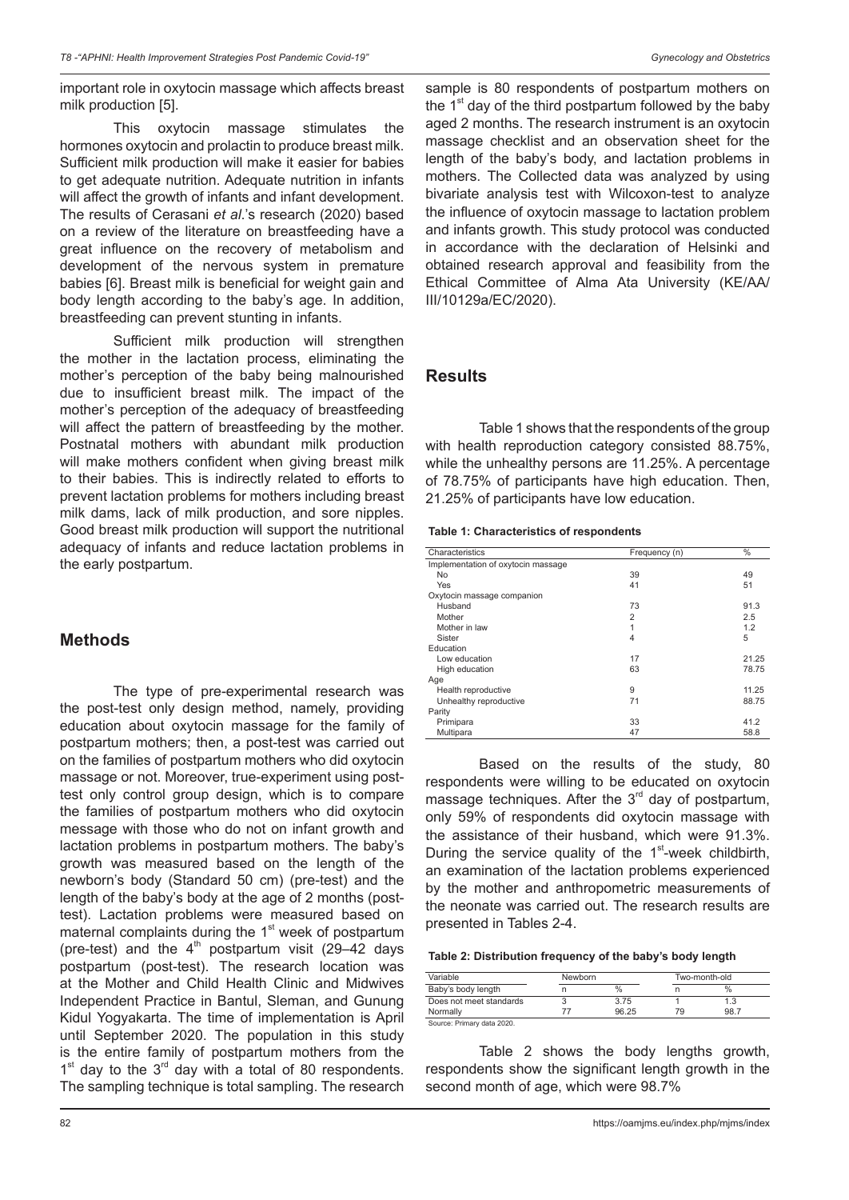important role in oxytocin massage which affects breast milk production [5].

This oxytocin massage stimulates the hormones oxytocin and prolactin to produce breast milk. Sufficient milk production will make it easier for babies to get adequate nutrition. Adequate nutrition in infants will affect the growth of infants and infant development. The results of Cerasani *et al*.'s research (2020) based on a review of the literature on breastfeeding have a great influence on the recovery of metabolism and development of the nervous system in premature babies [6]. Breast milk is beneficial for weight gain and body length according to the baby's age. In addition, breastfeeding can prevent stunting in infants.

Sufficient milk production will strengthen the mother in the lactation process, eliminating the mother's perception of the baby being malnourished due to insufficient breast milk. The impact of the mother's perception of the adequacy of breastfeeding will affect the pattern of breastfeeding by the mother. Postnatal mothers with abundant milk production will make mothers confident when giving breast milk to their babies. This is indirectly related to efforts to prevent lactation problems for mothers including breast milk dams, lack of milk production, and sore nipples. Good breast milk production will support the nutritional adequacy of infants and reduce lactation problems in the early postpartum.

## Methods

The type of pre-experimental research was the post-test only design method, namely, providing education about oxytocin massage for the family of postpartum mothers; then, a post-test was carried out on the families of postpartum mothers who did oxytocin massage or not. Moreover, true-experiment using post-test only control group design, which is to compare the families of postpartum mothers who did oxytocin message with those who do not on infant growth and lactation problems in postpartum mothers. The baby's growth was measured based on the length of the newborn's body (Standard 50 cm) (pre-test) and the length of the baby's body at the age of 2 months (post-test). Lactation problems were measured based on maternal complaints during the 1st week of postpartum (pre-test) and the 4th postpartum visit (29–42 days postpartum (post-test). The research location was at the Mother and Child Health Clinic and Midwives Independent Practice in Bantul, Sleman, and Gunung Kidul Yogyakarta. The time of implementation is April until September 2020. The population in this study is the entire family of postpartum mothers from the 1st day to the 3rd day with a total of 80 respondents. The sampling technique is total sampling. The research sample is 80 respondents of postpartum mothers on the 1st day of the third postpartum followed by the baby aged 2 months. The research instrument is an oxytocin massage checklist and an observation sheet for the length of the baby's body, and lactation problems in mothers. The Collected data was analyzed by using bivariate analysis test with Wilcoxon-test to analyze the influence of oxytocin massage to lactation problem and infants growth. This study protocol was conducted in accordance with the declaration of Helsinki and obtained research approval and feasibility from the Ethical Committee of Alma Ata University (KE/AA/III/10129a/EC/2020).

## Results

Table 1 shows that the respondents of the group with health reproduction category consisted 88.75%, while the unhealthy persons are 11.25%. A percentage of 78.75% of participants have high education. Then, 21.25% of participants have low education.

**Table 1: Characteristics of respondents**

| Characteristics | Frequency (n) | % |
|---|---|---|
| Implementation of oxytocin massage | | |
| No | 39 | 49 |
| Yes | 41 | 51 |
| Oxytocin massage companion | | |
| Husband | 73 | 91.3 |
| Mother | 2 | 2.5 |
| Mother in law | 1 | 1.2 |
| Sister | 4 | 5 |
| Education | | |
| Low education | 17 | 21.25 |
| High education | 63 | 78.75 |
| Age | | |
| Health reproductive | 9 | 11.25 |
| Unhealthy reproductive | 71 | 88.75 |
| Parity | | |
| Primipara | 33 | 41.2 |
| Multipara | 47 | 58.8 |

Based on the results of the study, 80 respondents were willing to be educated on oxytocin massage techniques. After the 3rd day of postpartum, only 59% of respondents did oxytocin massage with the assistance of their husband, which were 91.3%. During the service quality of the 1st-week childbirth, an examination of the lactation problems experienced by the mother and anthropometric measurements of the neonate was carried out. The research results are presented in Tables 2-4.

**Table 2: Distribution frequency of the baby's body length**

| Variable | Newborn | | Two-month-old | |
|---|---|---|---|---|
| Baby's body length | n | % | n | % |
| Does not meet standards | 3 | 3.75 | 1 | 1.3 |
| Normally | 77 | 96.25 | 79 | 98.7 |

Source: Primary data 2020.

Table 2 shows the body lengths growth, respondents show the significant length growth in the second month of age, which were 98.7%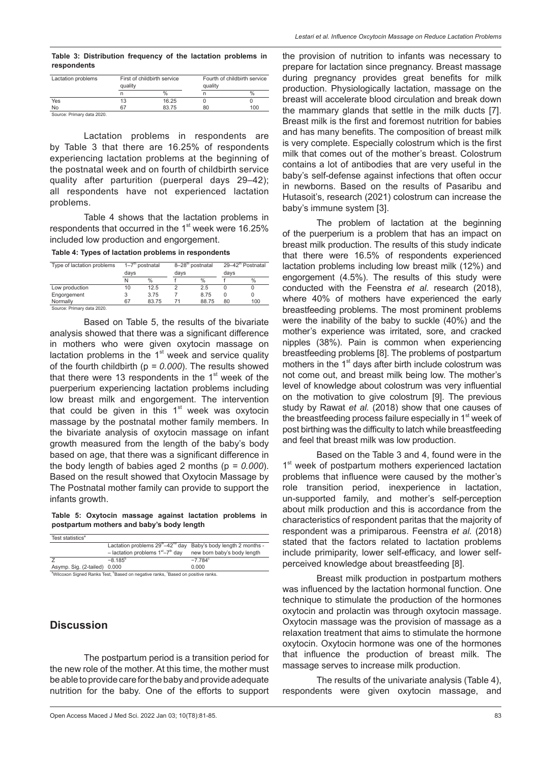**Table 3: Distribution frequency of the lactation problems in respondents**

| Lactation problems | First of childbirth service quality | | Fourth of childbirth service quality | |
|---|---|---|---|---|
| | n | % | n | % |
| Yes | 13 | 16.25 | 0 | 0 |
| No | 67 | 83.75 | 80 | 100 |

Source: Primary data 2020.

Lactation problems in respondents are by Table 3 that there are 16.25% of respondents experiencing lactation problems at the beginning of the postnatal week and on fourth of childbirth service quality after parturition (puerperal days 29–42); all respondents have not experienced lactation problems.

Table 4 shows that the lactation problems in respondents that occurred in the 1st week were 16.25% included low production and engorgement.

**Table 4: Types of lactation problems in respondents**

| Type of lactation problems | 1–7th postnatal days | | 8–28th postnatal days | | 29–42th Postnatal days | |
|---|---|---|---|---|---|---|
| | N | % | f | % | f | % |
| Low production | 10 | 12.5 | 2 | 2.5 | 0 | 0 |
| Engorgement | 3 | 3.75 | 7 | 8.75 | 0 | 0 |
| Normally | 67 | 83.75 | 71 | 88.75 | 80 | 100 |

Source: Primary data 2020.

Based on Table 5, the results of the bivariate analysis showed that there was a significant difference in mothers who were given oxytocin massage on lactation problems in the 1st week and service quality of the fourth childbirth (p = *0.000*). The results showed that there were 13 respondents in the 1st week of the puerperium experiencing lactation problems including low breast milk and engorgement. The intervention that could be given in this 1st week was oxytocin massage by the postnatal mother family members. In the bivariate analysis of oxytocin massage on infant growth measured from the length of the baby's body based on age, that there was a significant difference in the body length of babies aged 2 months (p = *0.000*). Based on the result showed that Oxytocin Massage by The Postnatal mother family can provide to support the infants growth.

**Table 5: Oxytocin massage against lactation problems in postpartum mothers and baby's body length**

| Test statistics[a] | | |
|---|---|---|
| | Lactation problems 29th–42nd day – lactation problems 1st–7th day | Baby's body length 2 months - new born baby's body length |
| Z | −8.185[c] | −7.784[c] |
| Asymp. Sig. (2-tailed) | 0.000 | 0.000 |

[a]Wilcoxon Signed Ranks Test, [b]Based on negative ranks, [c]Based on positive ranks.

## Discussion

The postpartum period is a transition period for the new role of the mother. At this time, the mother must be able to provide care for the baby and provide adequate nutrition for the baby. One of the efforts to support the provision of nutrition to infants was necessary to prepare for lactation since pregnancy. Breast massage during pregnancy provides great benefits for milk production. Physiologically lactation, massage on the breast will accelerate blood circulation and break down the mammary glands that settle in the milk ducts [7]. Breast milk is the first and foremost nutrition for babies and has many benefits. The composition of breast milk is very complete. Especially colostrum which is the first milk that comes out of the mother's breast. Colostrum contains a lot of antibodies that are very useful in the baby's self-defense against infections that often occur in newborns. Based on the results of Pasaribu and Hutasoit's, research (2021) colostrum can increase the baby's immune system [3].

The problem of lactation at the beginning of the puerperium is a problem that has an impact on breast milk production. The results of this study indicate that there were 16.5% of respondents experienced lactation problems including low breast milk (12%) and engorgement (4.5%). The results of this study were conducted with the Feenstra *et al*. research (2018), where 40% of mothers have experienced the early breastfeeding problems. The most prominent problems were the inability of the baby to suckle (40%) and the mother's experience was irritated, sore, and cracked nipples (38%). Pain is common when experiencing breastfeeding problems [8]. The problems of postpartum mothers in the 1st days after birth include colostrum was not come out, and breast milk being low. The mother's level of knowledge about colostrum was very influential on the motivation to give colostrum [9]. The previous study by Rawat *et al.* (2018) show that one causes of the breastfeeding process failure especially in 1st week of post birthing was the difficulty to latch while breastfeeding and feel that breast milk was low production.

Based on the Table 3 and 4, found were in the 1st week of postpartum mothers experienced lactation problems that influence were caused by the mother's role transition period, inexperience in lactation, un-supported family, and mother's self-perception about milk production and this is accordance from the characteristics of respondent paritas that the majority of respondent was a primiparous. Feenstra *et al.* (2018) stated that the factors related to lactation problems include primiparity, lower self-efficacy, and lower self-perceived knowledge about breastfeeding [8].

Breast milk production in postpartum mothers was influenced by the lactation hormonal function. One technique to stimulate the production of the hormones oxytocin and prolactin was through oxytocin massage. Oxytocin massage was the provision of massage as a relaxation treatment that aims to stimulate the hormone oxytocin. Oxytocin hormone was one of the hormones that influence the production of breast milk. The massage serves to increase milk production.

The results of the univariate analysis (Table 4), respondents were given oxytocin massage, and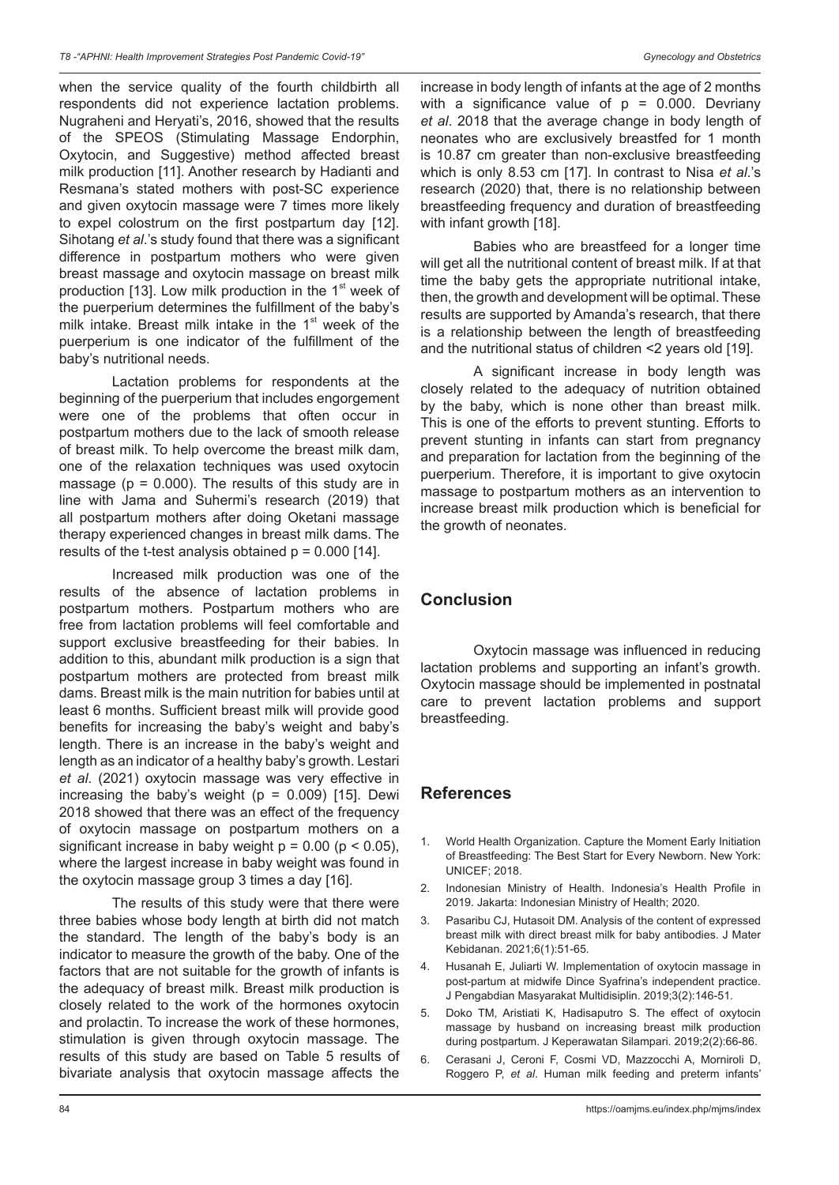when the service quality of the fourth childbirth all respondents did not experience lactation problems. Nugraheni and Heryati's, 2016, showed that the results of the SPEOS (Stimulating Massage Endorphin, Oxytocin, and Suggestive) method affected breast milk production [11]. Another research by Hadianti and Resmana's stated mothers with post-SC experience and given oxytocin massage were 7 times more likely to expel colostrum on the first postpartum day [12]. Sihotang *et al*.'s study found that there was a significant difference in postpartum mothers who were given breast massage and oxytocin massage on breast milk production [13]. Low milk production in the 1st week of the puerperium determines the fulfillment of the baby's milk intake. Breast milk intake in the 1st week of the puerperium is one indicator of the fulfillment of the baby's nutritional needs.

Lactation problems for respondents at the beginning of the puerperium that includes engorgement were one of the problems that often occur in postpartum mothers due to the lack of smooth release of breast milk. To help overcome the breast milk dam, one of the relaxation techniques was used oxytocin massage ($p = 0.000$). The results of this study are in line with Jama and Suhermi's research (2019) that all postpartum mothers after doing Oketani massage therapy experienced changes in breast milk dams. The results of the t-test analysis obtained $p = 0.000$ [14].

Increased milk production was one of the results of the absence of lactation problems in postpartum mothers. Postpartum mothers who are free from lactation problems will feel comfortable and support exclusive breastfeeding for their babies. In addition to this, abundant milk production is a sign that postpartum mothers are protected from breast milk dams. Breast milk is the main nutrition for babies until at least 6 months. Sufficient breast milk will provide good benefits for increasing the baby's weight and baby's length. There is an increase in the baby's weight and length as an indicator of a healthy baby's growth. Lestari *et al*. (2021) oxytocin massage was very effective in increasing the baby's weight ($p = 0.009$) [15]. Dewi 2018 showed that there was an effect of the frequency of oxytocin massage on postpartum mothers on a significant increase in baby weight $p = 0.00$ ($p < 0.05$), where the largest increase in baby weight was found in the oxytocin massage group 3 times a day [16].

The results of this study were that there were three babies whose body length at birth did not match the standard. The length of the baby's body is an indicator to measure the growth of the baby. One of the factors that are not suitable for the growth of infants is the adequacy of breast milk. Breast milk production is closely related to the work of the hormones oxytocin and prolactin. To increase the work of these hormones, stimulation is given through oxytocin massage. The results of this study are based on Table 5 results of bivariate analysis that oxytocin massage affects the increase in body length of infants at the age of 2 months with a significance value of $p = 0.000$. Devriany *et al*. 2018 that the average change in body length of neonates who are exclusively breastfed for 1 month is 10.87 cm greater than non-exclusive breastfeeding which is only 8.53 cm [17]. In contrast to Nisa *et al*.'s research (2020) that, there is no relationship between breastfeeding frequency and duration of breastfeeding with infant growth [18].

Babies who are breastfeed for a longer time will get all the nutritional content of breast milk. If at that time the baby gets the appropriate nutritional intake, then, the growth and development will be optimal. These results are supported by Amanda's research, that there is a relationship between the length of breastfeeding and the nutritional status of children <2 years old [19].

A significant increase in body length was closely related to the adequacy of nutrition obtained by the baby, which is none other than breast milk. This is one of the efforts to prevent stunting. Efforts to prevent stunting in infants can start from pregnancy and preparation for lactation from the beginning of the puerperium. Therefore, it is important to give oxytocin massage to postpartum mothers as an intervention to increase breast milk production which is beneficial for the growth of neonates.

## Conclusion

Oxytocin massage was influenced in reducing lactation problems and supporting an infant's growth. Oxytocin massage should be implemented in postnatal care to prevent lactation problems and support breastfeeding.

## References

1. World Health Organization. Capture the Moment Early Initiation of Breastfeeding: The Best Start for Every Newborn. New York: UNICEF; 2018.
2. Indonesian Ministry of Health. Indonesia's Health Profile in 2019. Jakarta: Indonesian Ministry of Health; 2020.
3. Pasaribu CJ, Hutasoit DM. Analysis of the content of expressed breast milk with direct breast milk for baby antibodies. J Mater Kebidanan. 2021;6(1):51-65.
4. Husanah E, Juliarti W. Implementation of oxytocin massage in post-partum at midwife Dince Syafrina's independent practice. J Pengabdian Masyarakat Multidisiplin. 2019;3(2):146-51.
5. Doko TM, Aristiati K, Hadisaputro S. The effect of oxytocin massage by husband on increasing breast milk production during postpartum. J Keperawatan Silampari. 2019;2(2):66-86.
6. Cerasani J, Ceroni F, Cosmi VD, Mazzocchi A, Morniroli D, Roggero P, *et al*. Human milk feeding and preterm infants'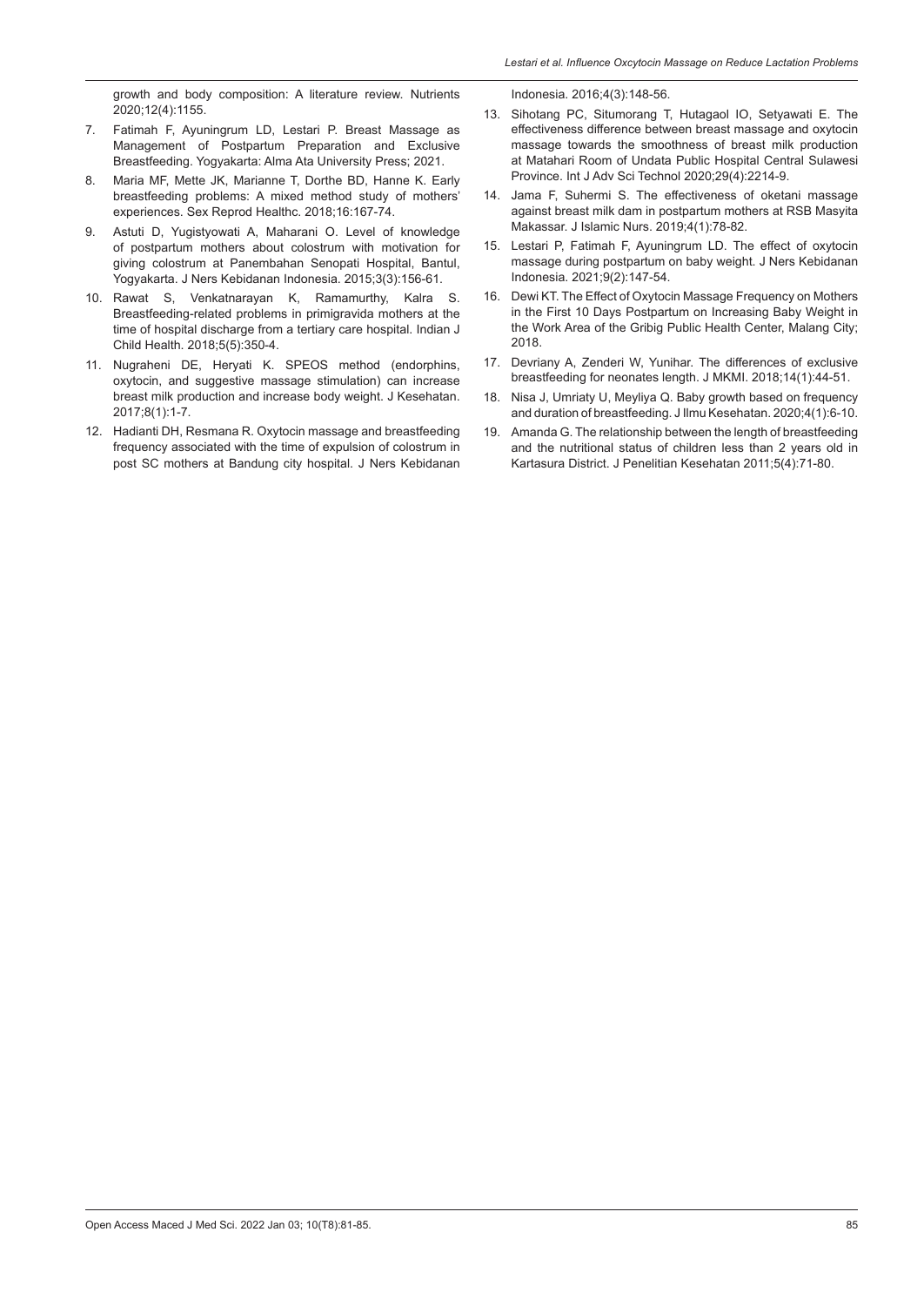growth and body composition: A literature review. Nutrients 2020;12(4):1155.

7. Fatimah F, Ayuningrum LD, Lestari P. Breast Massage as Management of Postpartum Preparation and Exclusive Breastfeeding. Yogyakarta: Alma Ata University Press; 2021.
8. Maria MF, Mette JK, Marianne T, Dorthe BD, Hanne K. Early breastfeeding problems: A mixed method study of mothers' experiences. Sex Reprod Healthc. 2018;16:167-74.
9. Astuti D, Yugistyowati A, Maharani O. Level of knowledge of postpartum mothers about colostrum with motivation for giving colostrum at Panembahan Senopati Hospital, Bantul, Yogyakarta. J Ners Kebidanan Indonesia. 2015;3(3):156-61.
10. Rawat S, Venkatnarayan K, Ramamurthy, Kalra S. Breastfeeding-related problems in primigravida mothers at the time of hospital discharge from a tertiary care hospital. Indian J Child Health. 2018;5(5):350-4.
11. Nugraheni DE, Heryati K. SPEOS method (endorphins, oxytocin, and suggestive massage stimulation) can increase breast milk production and increase body weight. J Kesehatan. 2017;8(1):1-7.
12. Hadianti DH, Resmana R. Oxytocin massage and breastfeeding frequency associated with the time of expulsion of colostrum in post SC mothers at Bandung city hospital. J Ners Kebidanan Indonesia. 2016;4(3):148-56.
13. Sihotang PC, Situmorang T, Hutagaol IO, Setyawati E. The effectiveness difference between breast massage and oxytocin massage towards the smoothness of breast milk production at Matahari Room of Undata Public Hospital Central Sulawesi Province. Int J Adv Sci Technol 2020;29(4):2214-9.
14. Jama F, Suhermi S. The effectiveness of oketani massage against breast milk dam in postpartum mothers at RSB Masyita Makassar. J Islamic Nurs. 2019;4(1):78-82.
15. Lestari P, Fatimah F, Ayuningrum LD. The effect of oxytocin massage during postpartum on baby weight. J Ners Kebidanan Indonesia. 2021;9(2):147-54.
16. Dewi KT. The Effect of Oxytocin Massage Frequency on Mothers in the First 10 Days Postpartum on Increasing Baby Weight in the Work Area of the Gribig Public Health Center, Malang City; 2018.
17. Devriany A, Zenderi W, Yunihar. The differences of exclusive breastfeeding for neonates length. J MKMI. 2018;14(1):44-51.
18. Nisa J, Umriaty U, Meyliya Q. Baby growth based on frequency and duration of breastfeeding. J Ilmu Kesehatan. 2020;4(1):6-10.
19. Amanda G. The relationship between the length of breastfeeding and the nutritional status of children less than 2 years old in Kartasura District. J Penelitian Kesehatan 2011;5(4):71-80.